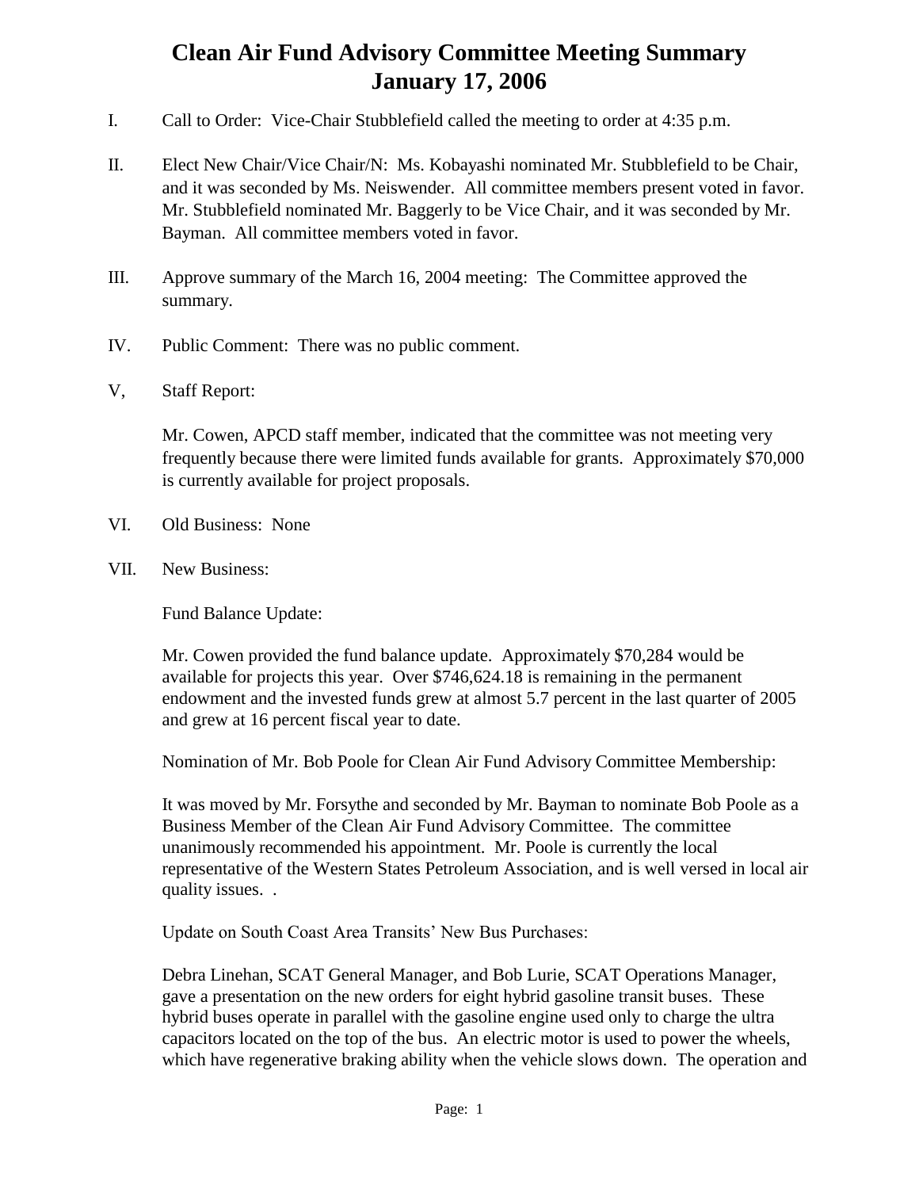# Clean Air Fund Advisory Committee Meeting Summary
# January 17, 2006

I. Call to Order: Vice-Chair Stubblefield called the meeting to order at 4:35 p.m.

II. Elect New Chair/Vice Chair/N: Ms. Kobayashi nominated Mr. Stubblefield to be Chair, and it was seconded by Ms. Neiswender. All committee members present voted in favor. Mr. Stubblefield nominated Mr. Baggerly to be Vice Chair, and it was seconded by Mr. Bayman. All committee members voted in favor.

III. Approve summary of the March 16, 2004 meeting: The Committee approved the summary.

IV. Public Comment: There was no public comment.

V, Staff Report:

Mr. Cowen, APCD staff member, indicated that the committee was not meeting very frequently because there were limited funds available for grants. Approximately $70,000 is currently available for project proposals.

VI. Old Business: None

VII. New Business:

Fund Balance Update:

Mr. Cowen provided the fund balance update. Approximately $70,284 would be available for projects this year. Over $746,624.18 is remaining in the permanent endowment and the invested funds grew at almost 5.7 percent in the last quarter of 2005 and grew at 16 percent fiscal year to date.

Nomination of Mr. Bob Poole for Clean Air Fund Advisory Committee Membership:

It was moved by Mr. Forsythe and seconded by Mr. Bayman to nominate Bob Poole as a Business Member of the Clean Air Fund Advisory Committee. The committee unanimously recommended his appointment. Mr. Poole is currently the local representative of the Western States Petroleum Association, and is well versed in local air quality issues. .

Update on South Coast Area Transits' New Bus Purchases:

Debra Linehan, SCAT General Manager, and Bob Lurie, SCAT Operations Manager, gave a presentation on the new orders for eight hybrid gasoline transit buses. These hybrid buses operate in parallel with the gasoline engine used only to charge the ultra capacitors located on the top of the bus. An electric motor is used to power the wheels, which have regenerative braking ability when the vehicle slows down. The operation and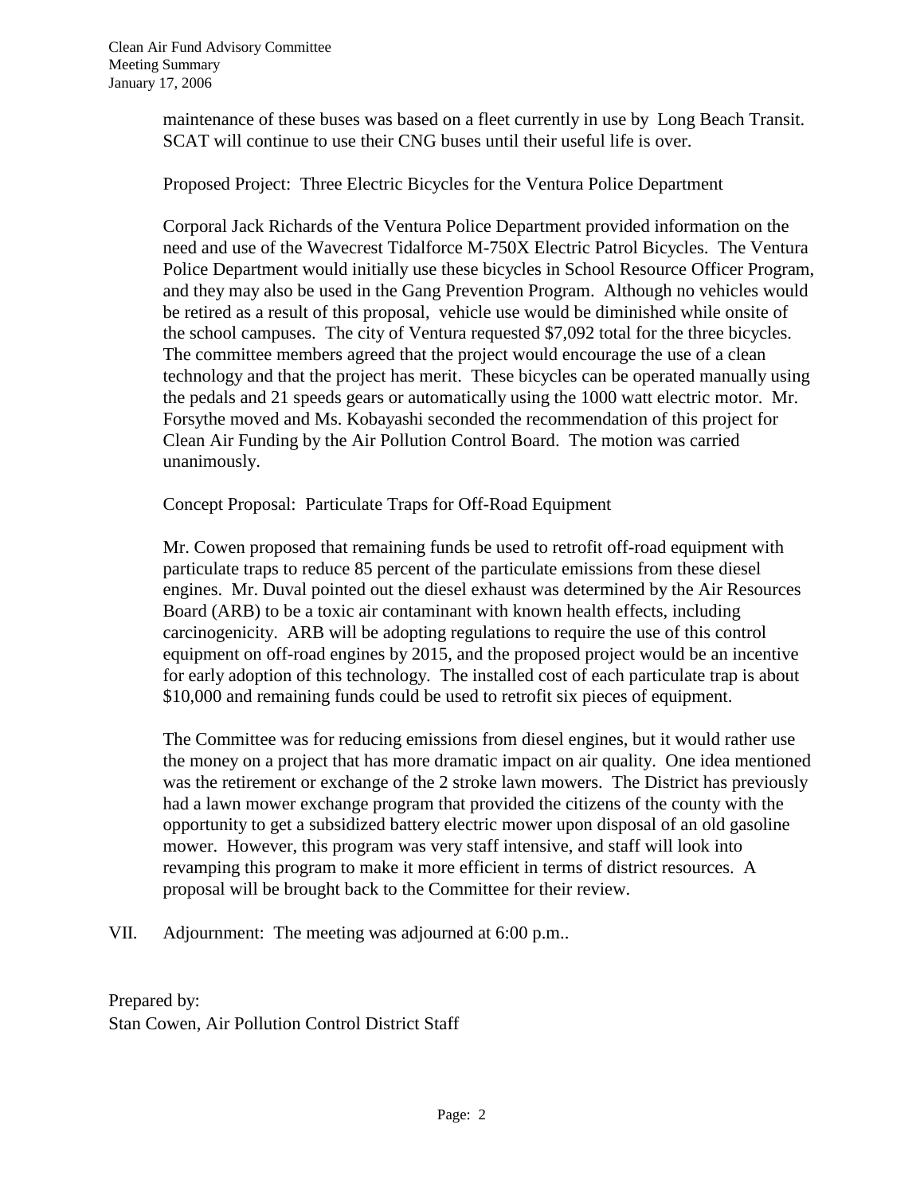maintenance of these buses was based on a fleet currently in use by Long Beach Transit. SCAT will continue to use their CNG buses until their useful life is over.

Proposed Project: Three Electric Bicycles for the Ventura Police Department

Corporal Jack Richards of the Ventura Police Department provided information on the need and use of the Wavecrest Tidalforce M-750X Electric Patrol Bicycles. The Ventura Police Department would initially use these bicycles in School Resource Officer Program, and they may also be used in the Gang Prevention Program. Although no vehicles would be retired as a result of this proposal, vehicle use would be diminished while onsite of the school campuses. The city of Ventura requested $7,092 total for the three bicycles. The committee members agreed that the project would encourage the use of a clean technology and that the project has merit. These bicycles can be operated manually using the pedals and 21 speeds gears or automatically using the 1000 watt electric motor. Mr. Forsythe moved and Ms. Kobayashi seconded the recommendation of this project for Clean Air Funding by the Air Pollution Control Board. The motion was carried unanimously.

Concept Proposal: Particulate Traps for Off-Road Equipment

Mr. Cowen proposed that remaining funds be used to retrofit off-road equipment with particulate traps to reduce 85 percent of the particulate emissions from these diesel engines. Mr. Duval pointed out the diesel exhaust was determined by the Air Resources Board (ARB) to be a toxic air contaminant with known health effects, including carcinogenicity. ARB will be adopting regulations to require the use of this control equipment on off-road engines by 2015, and the proposed project would be an incentive for early adoption of this technology. The installed cost of each particulate trap is about $10,000 and remaining funds could be used to retrofit six pieces of equipment.

The Committee was for reducing emissions from diesel engines, but it would rather use the money on a project that has more dramatic impact on air quality. One idea mentioned was the retirement or exchange of the 2 stroke lawn mowers. The District has previously had a lawn mower exchange program that provided the citizens of the county with the opportunity to get a subsidized battery electric mower upon disposal of an old gasoline mower. However, this program was very staff intensive, and staff will look into revamping this program to make it more efficient in terms of district resources. A proposal will be brought back to the Committee for their review.

VII. Adjournment: The meeting was adjourned at 6:00 p.m..

Prepared by:
Stan Cowen, Air Pollution Control District Staff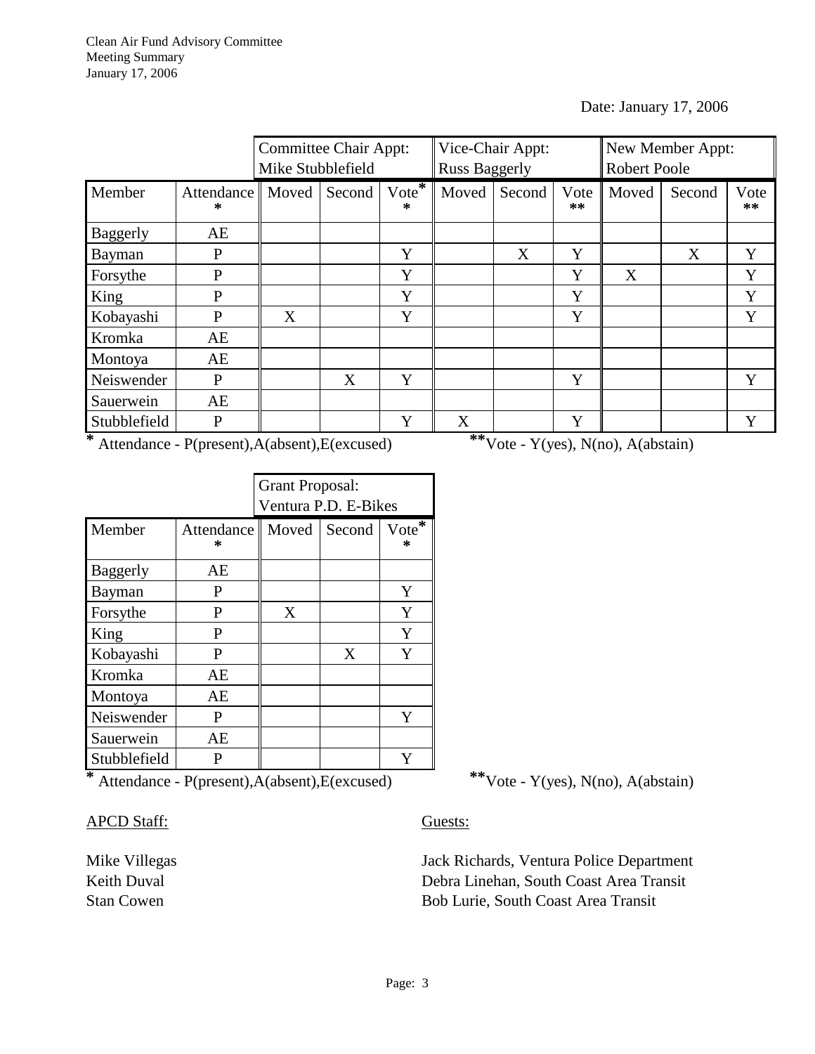Date: January 17, 2006

| | | Committee Chair Appt: Mike Stubblefield | | | Vice-Chair Appt: Russ Baggerly | | | New Member Appt: Robert Poole | | |
|---|---|---|---|---|---|---|---|---|---|---|
| Member | Attendance * | Moved | Second | Vote* * | Moved | Second | Vote ** | Moved | Second | Vote ** |
| Baggerly | AE | | | | | | | | | |
| Bayman | P | | | Y | | X | Y | | X | Y |
| Forsythe | P | | | Y | | | Y | X | | Y |
| King | P | | | Y | | | Y | | | Y |
| Kobayashi | P | X | | Y | | | Y | | | Y |
| Kromka | AE | | | | | | | | | |
| Montoya | AE | | | | | | | | | |
| Neiswender | P | | X | Y | | | Y | | | Y |
| Sauerwein | AE | | | | | | | | | |
| Stubblefield | P | | | Y | X | | Y | | | Y |

* Attendance - P(present),A(absent),E(excused) **Vote - Y(yes), N(no), A(abstain)

| | | Grant Proposal: Ventura P.D. E-Bikes | | |
|---|---|---|---|---|
| Member | Attendance * | Moved | Second | Vote* * |
| Baggerly | AE | | | |
| Bayman | P | | | Y |
| Forsythe | P | X | | Y |
| King | P | | | Y |
| Kobayashi | P | | X | Y |
| Kromka | AE | | | |
| Montoya | AE | | | |
| Neiswender | P | | | Y |
| Sauerwein | AE | | | |
| Stubblefield | P | | | Y |

* Attendance - P(present),A(absent),E(excused) **Vote - Y(yes), N(no), A(abstain)

APCD Staff:

Mike Villegas
Keith Duval
Stan Cowen

Guests:

Jack Richards, Ventura Police Department
Debra Linehan, South Coast Area Transit
Bob Lurie, South Coast Area Transit